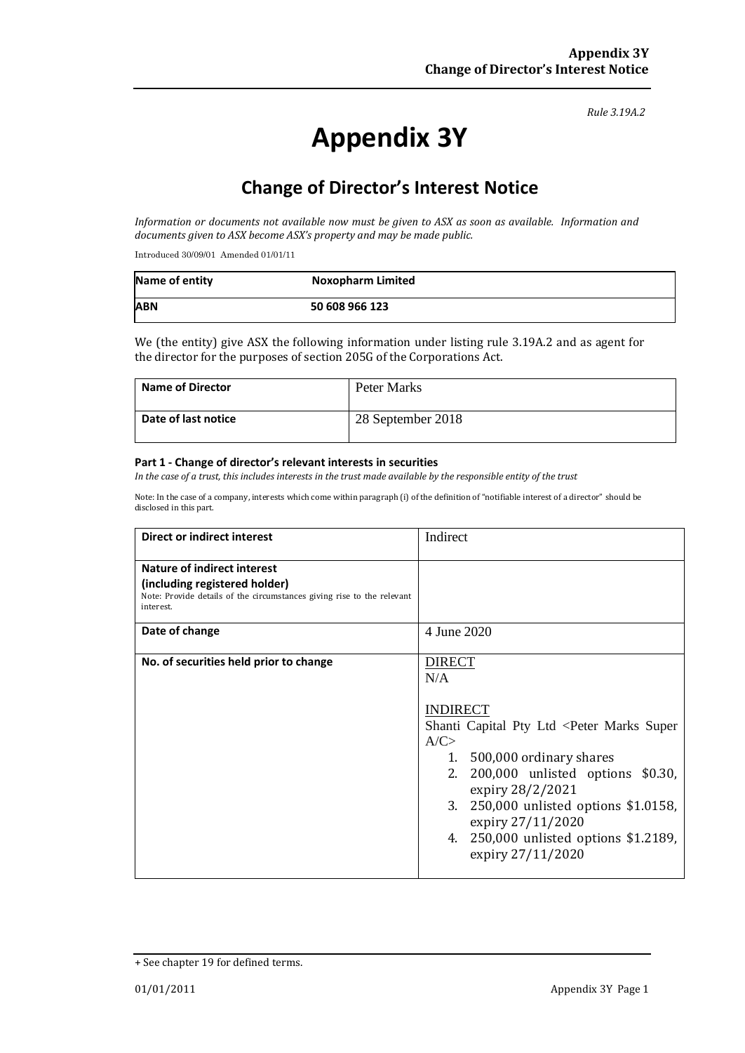*Rule 3.19A.2*

# Appendix 3Y

## Change of Director's Interest Notice

*Information or documents not available now must be given to ASX as soon as available. Information and documents given to ASX become ASX's property and may be made public.*

Introduced 30/09/01 Amended 01/01/11

| Name of entity | Noxopharm Limited |
|---|---|
| ABN | 50 608 966 123 |

We (the entity) give ASX the following information under listing rule 3.19A.2 and as agent for the director for the purposes of section 205G of the Corporations Act.

| Name of Director | Peter Marks |
|---|---|
| Date of last notice | 28 September 2018 |

#### Part 1 - Change of director's relevant interests in securities

*In the case of a trust, this includes interests in the trust made available by the responsible entity of the trust*

Note: In the case of a company, interests which come within paragraph (i) of the definition of "notifiable interest of a director" should be disclosed in this part.

| Direct or indirect interest | Indirect |
|---|---|
| **Nature of indirect interest (including registered holder)**<br>Note: Provide details of the circumstances giving rise to the relevant interest. | |
| **Date of change** | 4 June 2020 |
| **No. of securities held prior to change** | DIRECT<br>N/A<br><br>INDIRECT<br>Shanti Capital Pty Ltd <Peter Marks Super A/C><br>1. 500,000 ordinary shares<br>2. 200,000 unlisted options $0.30, expiry 28/2/2021<br>3. 250,000 unlisted options $1.0158, expiry 27/11/2020<br>4. 250,000 unlisted options $1.2189, expiry 27/11/2020 |

+ See chapter 19 for defined terms.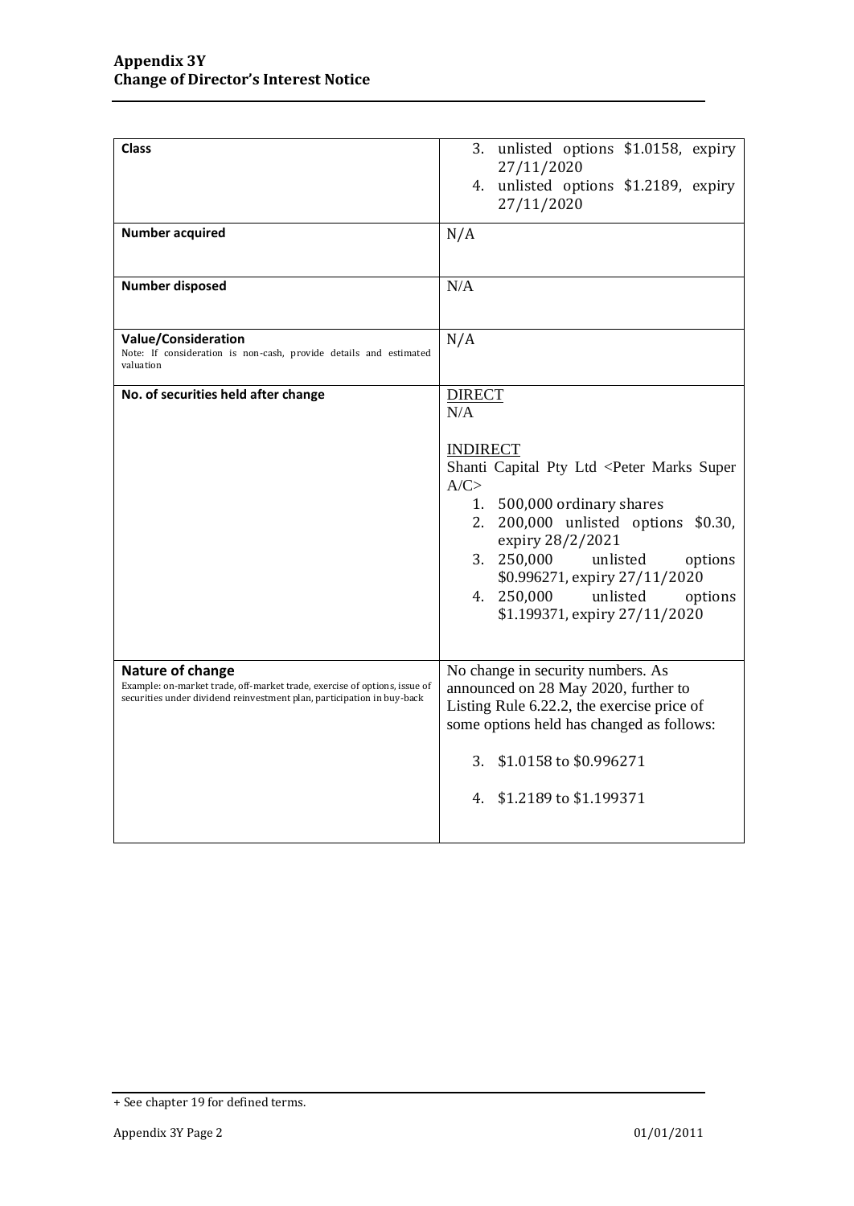| Class | 3. unlisted options $1.0158, expiry 27/11/2020<br>4. unlisted options $1.2189, expiry 27/11/2020 |
|---|---|
| **Number acquired** | N/A |
| **Number disposed** | N/A |
| **Value/Consideration**<br>Note: If consideration is non-cash, provide details and estimated valuation | N/A |
| **No. of securities held after change** | DIRECT<br>N/A<br><br>INDIRECT<br>Shanti Capital Pty Ltd <Peter Marks Super A/C><br>1. 500,000 ordinary shares<br>2. 200,000 unlisted options $0.30, expiry 28/2/2021<br>3. 250,000 unlisted options $0.996271, expiry 27/11/2020<br>4. 250,000 unlisted options $1.199371, expiry 27/11/2020 |
| **Nature of change**<br>Example: on-market trade, off-market trade, exercise of options, issue of securities under dividend reinvestment plan, participation in buy-back | No change in security numbers. As announced on 28 May 2020, further to Listing Rule 6.22.2, the exercise price of some options held has changed as follows:<br><br>3. $1.0158 to $0.996271<br><br>4. $1.2189 to $1.199371 |

+ See chapter 19 for defined terms.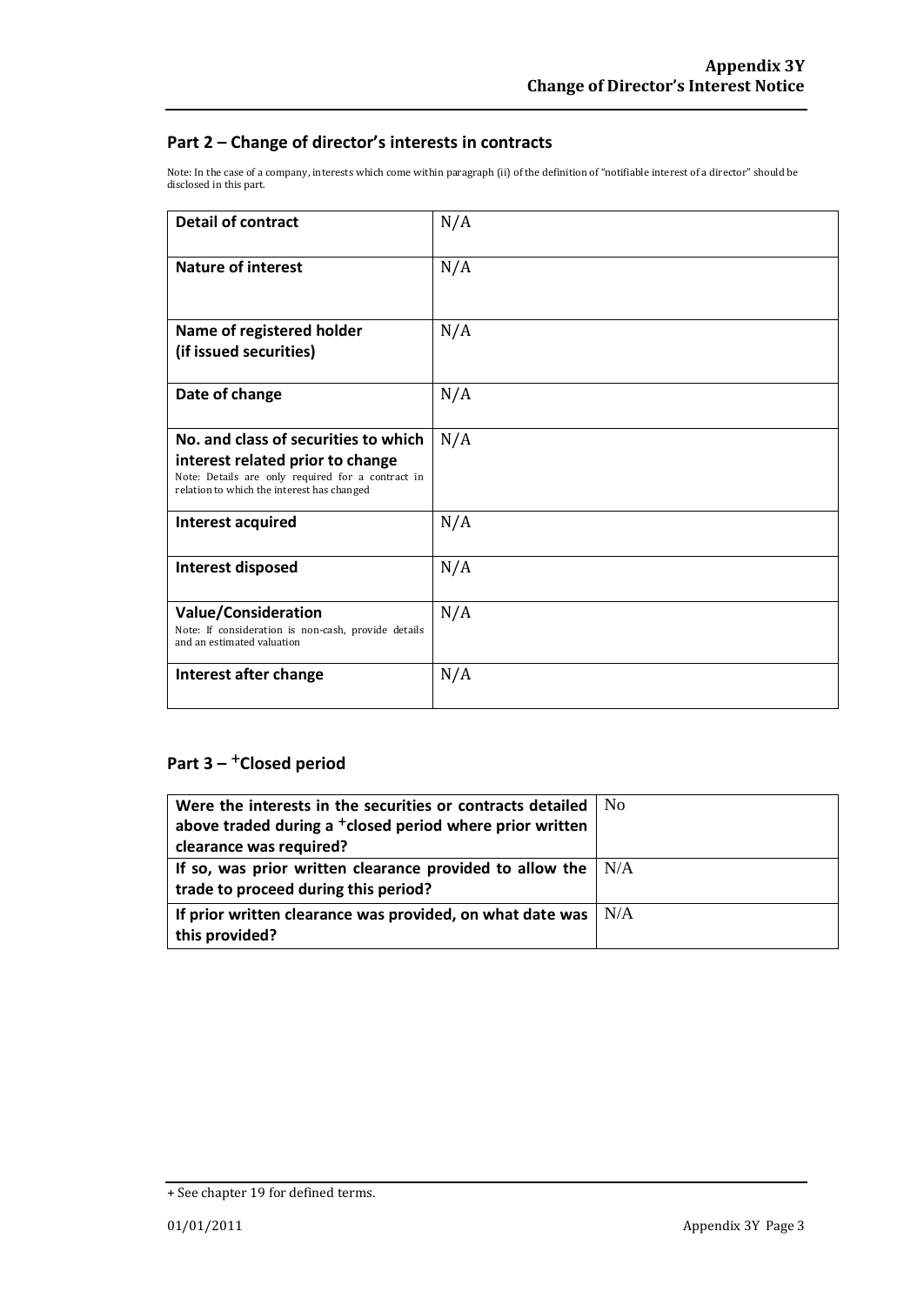## Part 2 – Change of director's interests in contracts

Note: In the case of a company, interests which come within paragraph (ii) of the definition of "notifiable interest of a director" should be disclosed in this part.

| | |
|---|---|
| **Detail of contract** | N/A |
| **Nature of interest** | N/A |
| **Name of registered holder (if issued securities)** | N/A |
| **Date of change** | N/A |
| **No. and class of securities to which interest related prior to change** Note: Details are only required for a contract in relation to which the interest has changed | N/A |
| **Interest acquired** | N/A |
| **Interest disposed** | N/A |
| **Value/Consideration** Note: If consideration is non-cash, provide details and an estimated valuation | N/A |
| **Interest after change** | N/A |

## Part 3 – +Closed period

| | |
|---|---|
| **Were the interests in the securities or contracts detailed above traded during a +closed period where prior written clearance was required?** | No |
| **If so, was prior written clearance provided to allow the trade to proceed during this period?** | N/A |
| **If prior written clearance was provided, on what date was this provided?** | N/A |

+ See chapter 19 for defined terms.